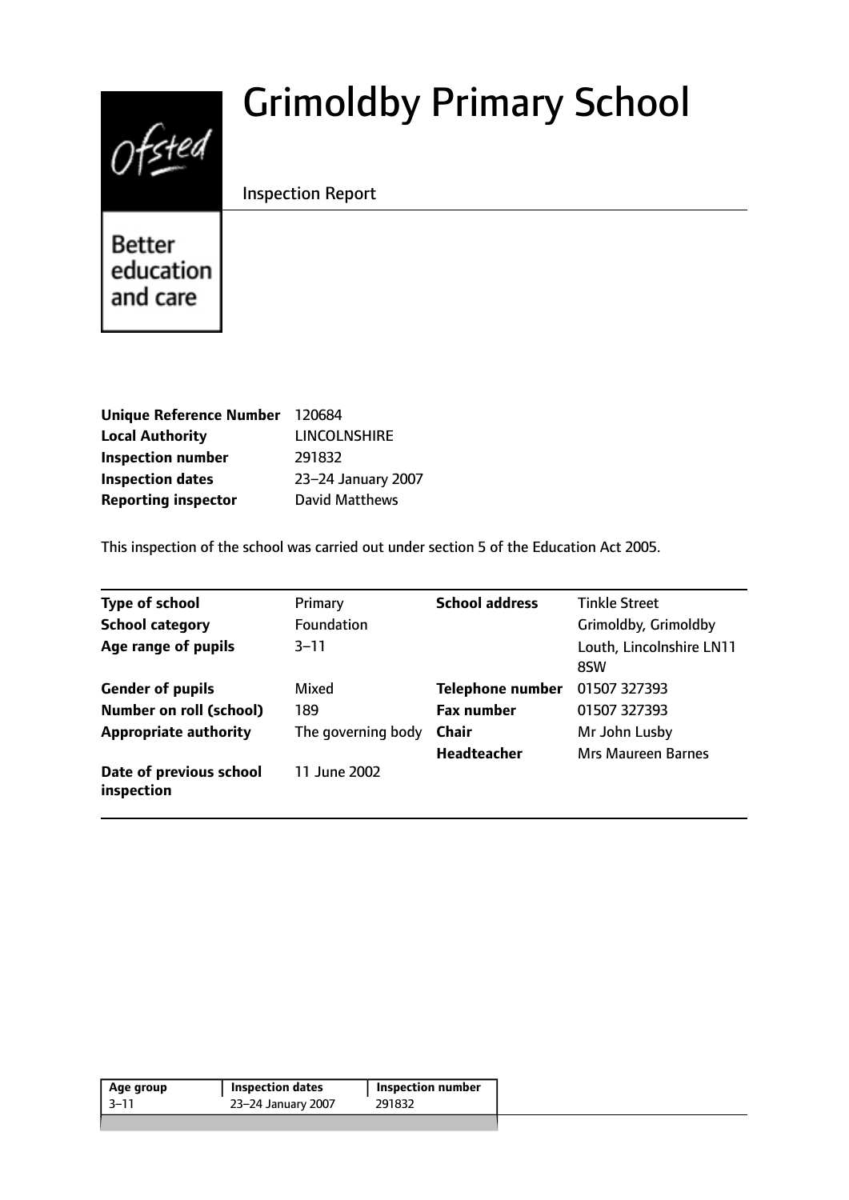# Grimoldby Primary School

Inspection Report

Better education and care

| | |
|---|---|
| **Unique Reference Number** | 120684 |
| **Local Authority** | LINCOLNSHIRE |
| **Inspection number** | 291832 |
| **Inspection dates** | 23–24 January 2007 |
| **Reporting inspector** | David Matthews |

This inspection of the school was carried out under section 5 of the Education Act 2005.

| | | | |
|---|---|---|---|
| **Type of school** | Primary | **School address** | Tinkle Street |
| **School category** | Foundation | | Grimoldby, Grimoldby |
| **Age range of pupils** | 3–11 | | Louth, Lincolnshire LN11 8SW |
| **Gender of pupils** | Mixed | **Telephone number** | 01507 327393 |
| **Number on roll (school)** | 189 | **Fax number** | 01507 327393 |
| **Appropriate authority** | The governing body | **Chair** | Mr John Lusby |
| | | **Headteacher** | Mrs Maureen Barnes |
| **Date of previous school inspection** | 11 June 2002 | | |

| Age group | Inspection dates | Inspection number |
|---|---|---|
| 3–11 | 23–24 January 2007 | 291832 |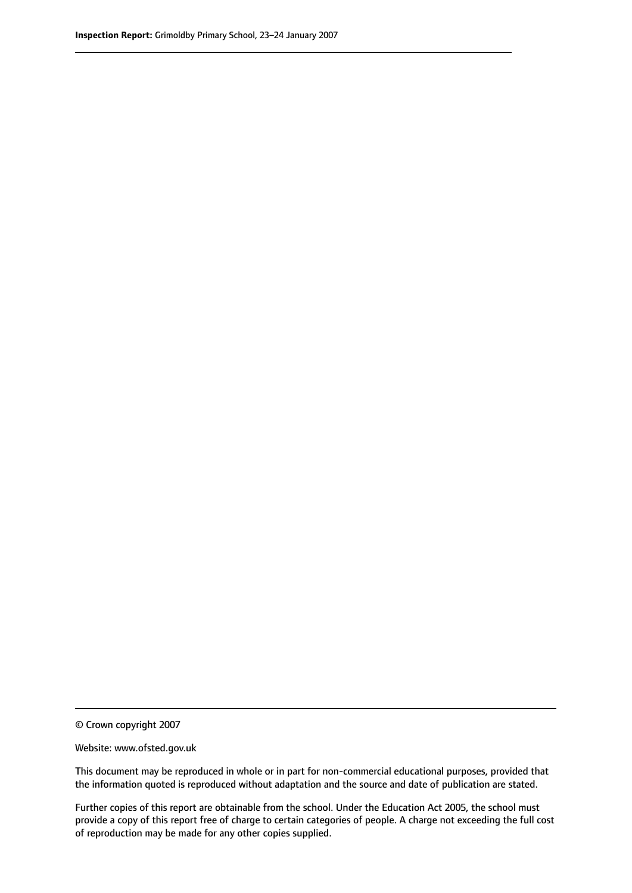© Crown copyright 2007

Website: www.ofsted.gov.uk

This document may be reproduced in whole or in part for non-commercial educational purposes, provided that the information quoted is reproduced without adaptation and the source and date of publication are stated.

Further copies of this report are obtainable from the school. Under the Education Act 2005, the school must provide a copy of this report free of charge to certain categories of people. A charge not exceeding the full cost of reproduction may be made for any other copies supplied.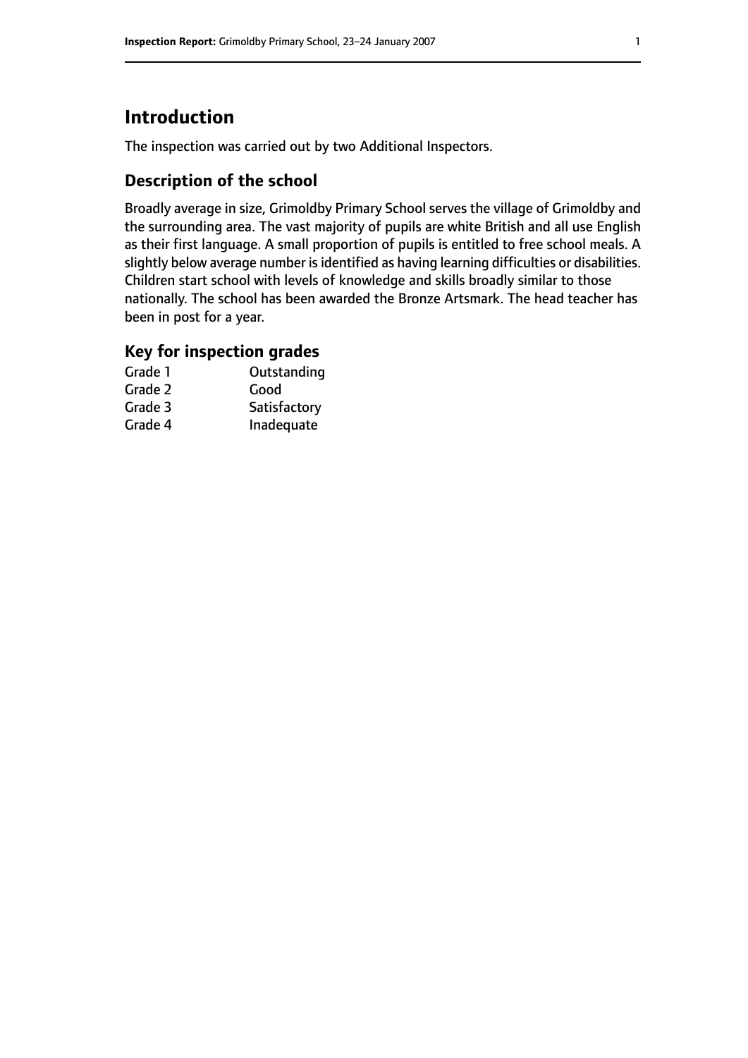# Introduction

The inspection was carried out by two Additional Inspectors.

## Description of the school

Broadly average in size, Grimoldby Primary School serves the village of Grimoldby and the surrounding area. The vast majority of pupils are white British and all use English as their first language. A small proportion of pupils is entitled to free school meals. A slightly below average number is identified as having learning difficulties or disabilities. Children start school with levels of knowledge and skills broadly similar to those nationally. The school has been awarded the Bronze Artsmark. The head teacher has been in post for a year.

### Key for inspection grades

| | |
|---|---|
| Grade 1 | Outstanding |
| Grade 2 | Good |
| Grade 3 | Satisfactory |
| Grade 4 | Inadequate |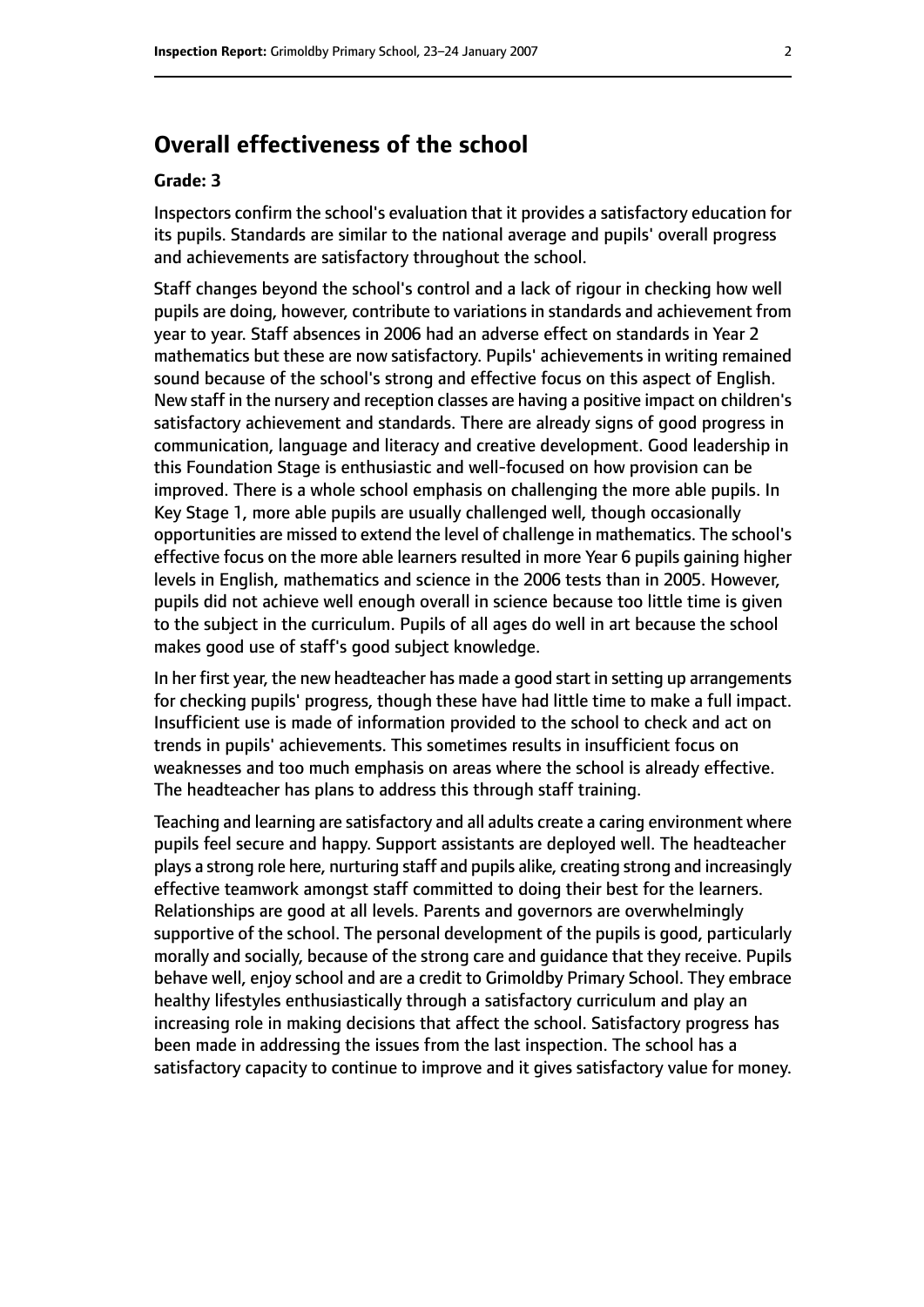## Overall effectiveness of the school

### Grade: 3

Inspectors confirm the school's evaluation that it provides a satisfactory education for its pupils. Standards are similar to the national average and pupils' overall progress and achievements are satisfactory throughout the school.

Staff changes beyond the school's control and a lack of rigour in checking how well pupils are doing, however, contribute to variations in standards and achievement from year to year. Staff absences in 2006 had an adverse effect on standards in Year 2 mathematics but these are now satisfactory. Pupils' achievements in writing remained sound because of the school's strong and effective focus on this aspect of English. New staff in the nursery and reception classes are having a positive impact on children's satisfactory achievement and standards. There are already signs of good progress in communication, language and literacy and creative development. Good leadership in this Foundation Stage is enthusiastic and well-focused on how provision can be improved. There is a whole school emphasis on challenging the more able pupils. In Key Stage 1, more able pupils are usually challenged well, though occasionally opportunities are missed to extend the level of challenge in mathematics. The school's effective focus on the more able learners resulted in more Year 6 pupils gaining higher levels in English, mathematics and science in the 2006 tests than in 2005. However, pupils did not achieve well enough overall in science because too little time is given to the subject in the curriculum. Pupils of all ages do well in art because the school makes good use of staff's good subject knowledge.

In her first year, the new headteacher has made a good start in setting up arrangements for checking pupils' progress, though these have had little time to make a full impact. Insufficient use is made of information provided to the school to check and act on trends in pupils' achievements. This sometimes results in insufficient focus on weaknesses and too much emphasis on areas where the school is already effective. The headteacher has plans to address this through staff training.

Teaching and learning are satisfactory and all adults create a caring environment where pupils feel secure and happy. Support assistants are deployed well. The headteacher plays a strong role here, nurturing staff and pupils alike, creating strong and increasingly effective teamwork amongst staff committed to doing their best for the learners. Relationships are good at all levels. Parents and governors are overwhelmingly supportive of the school. The personal development of the pupils is good, particularly morally and socially, because of the strong care and guidance that they receive. Pupils behave well, enjoy school and are a credit to Grimoldby Primary School. They embrace healthy lifestyles enthusiastically through a satisfactory curriculum and play an increasing role in making decisions that affect the school. Satisfactory progress has been made in addressing the issues from the last inspection. The school has a satisfactory capacity to continue to improve and it gives satisfactory value for money.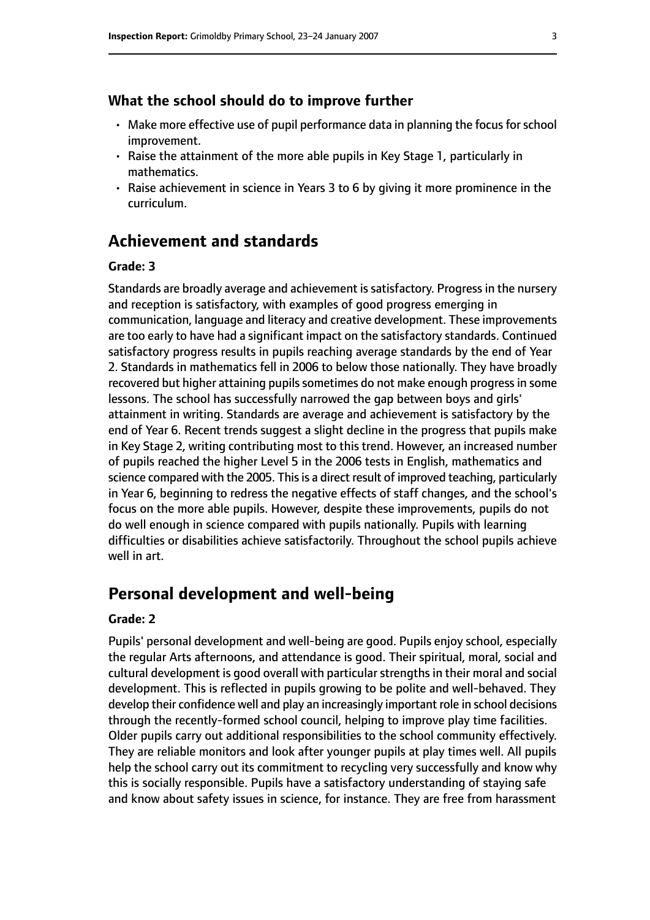### What the school should do to improve further

- Make more effective use of pupil performance data in planning the focus for school improvement.
- Raise the attainment of the more able pupils in Key Stage 1, particularly in mathematics.
- Raise achievement in science in Years 3 to 6 by giving it more prominence in the curriculum.

## Achievement and standards

#### Grade: 3

Standards are broadly average and achievement is satisfactory. Progress in the nursery and reception is satisfactory, with examples of good progress emerging in communication, language and literacy and creative development. These improvements are too early to have had a significant impact on the satisfactory standards. Continued satisfactory progress results in pupils reaching average standards by the end of Year 2. Standards in mathematics fell in 2006 to below those nationally. They have broadly recovered but higher attaining pupils sometimes do not make enough progress in some lessons. The school has successfully narrowed the gap between boys and girls' attainment in writing. Standards are average and achievement is satisfactory by the end of Year 6. Recent trends suggest a slight decline in the progress that pupils make in Key Stage 2, writing contributing most to this trend. However, an increased number of pupils reached the higher Level 5 in the 2006 tests in English, mathematics and science compared with the 2005. This is a direct result of improved teaching, particularly in Year 6, beginning to redress the negative effects of staff changes, and the school's focus on the more able pupils. However, despite these improvements, pupils do not do well enough in science compared with pupils nationally. Pupils with learning difficulties or disabilities achieve satisfactorily. Throughout the school pupils achieve well in art.

## Personal development and well-being

#### Grade: 2

Pupils' personal development and well-being are good. Pupils enjoy school, especially the regular Arts afternoons, and attendance is good. Their spiritual, moral, social and cultural development is good overall with particular strengths in their moral and social development. This is reflected in pupils growing to be polite and well-behaved. They develop their confidence well and play an increasingly important role in school decisions through the recently-formed school council, helping to improve play time facilities. Older pupils carry out additional responsibilities to the school community effectively. They are reliable monitors and look after younger pupils at play times well. All pupils help the school carry out its commitment to recycling very successfully and know why this is socially responsible. Pupils have a satisfactory understanding of staying safe and know about safety issues in science, for instance. They are free from harassment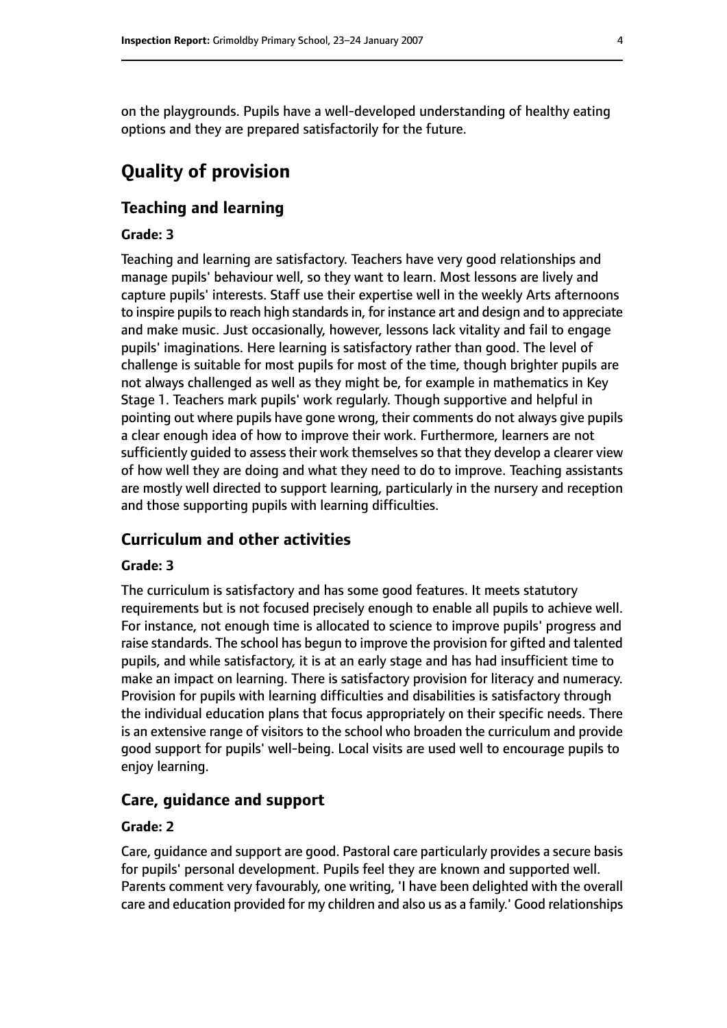on the playgrounds. Pupils have a well-developed understanding of healthy eating options and they are prepared satisfactorily for the future.

# Quality of provision

## Teaching and learning

### Grade: 3

Teaching and learning are satisfactory. Teachers have very good relationships and manage pupils' behaviour well, so they want to learn. Most lessons are lively and capture pupils' interests. Staff use their expertise well in the weekly Arts afternoons to inspire pupils to reach high standards in, for instance art and design and to appreciate and make music. Just occasionally, however, lessons lack vitality and fail to engage pupils' imaginations. Here learning is satisfactory rather than good. The level of challenge is suitable for most pupils for most of the time, though brighter pupils are not always challenged as well as they might be, for example in mathematics in Key Stage 1. Teachers mark pupils' work regularly. Though supportive and helpful in pointing out where pupils have gone wrong, their comments do not always give pupils a clear enough idea of how to improve their work. Furthermore, learners are not sufficiently guided to assess their work themselves so that they develop a clearer view of how well they are doing and what they need to do to improve. Teaching assistants are mostly well directed to support learning, particularly in the nursery and reception and those supporting pupils with learning difficulties.

## Curriculum and other activities

### Grade: 3

The curriculum is satisfactory and has some good features. It meets statutory requirements but is not focused precisely enough to enable all pupils to achieve well. For instance, not enough time is allocated to science to improve pupils' progress and raise standards. The school has begun to improve the provision for gifted and talented pupils, and while satisfactory, it is at an early stage and has had insufficient time to make an impact on learning. There is satisfactory provision for literacy and numeracy. Provision for pupils with learning difficulties and disabilities is satisfactory through the individual education plans that focus appropriately on their specific needs. There is an extensive range of visitors to the school who broaden the curriculum and provide good support for pupils' well-being. Local visits are used well to encourage pupils to enjoy learning.

## Care, guidance and support

### Grade: 2

Care, guidance and support are good. Pastoral care particularly provides a secure basis for pupils' personal development. Pupils feel they are known and supported well. Parents comment very favourably, one writing, 'I have been delighted with the overall care and education provided for my children and also us as a family.' Good relationships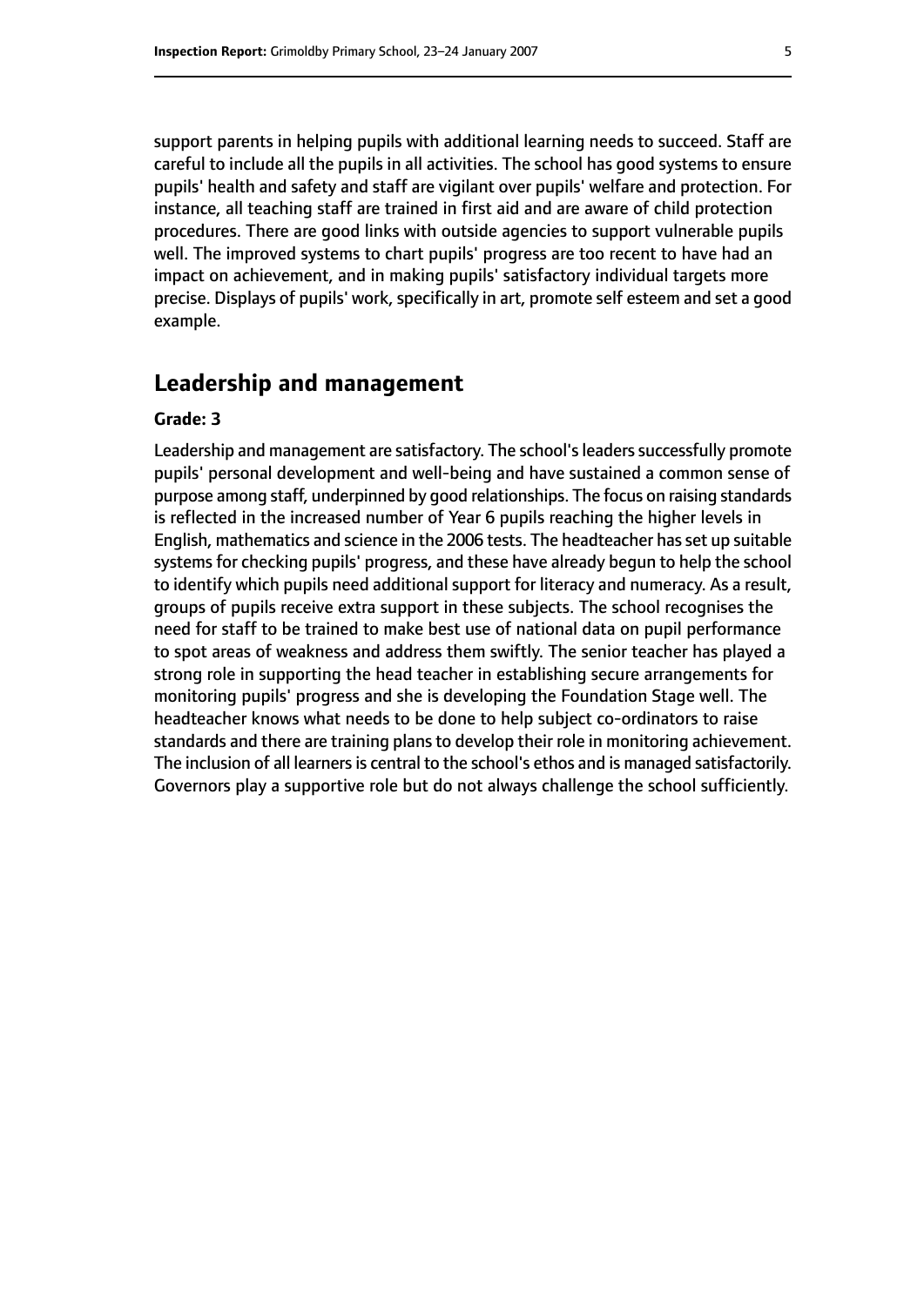support parents in helping pupils with additional learning needs to succeed. Staff are careful to include all the pupils in all activities. The school has good systems to ensure pupils' health and safety and staff are vigilant over pupils' welfare and protection. For instance, all teaching staff are trained in first aid and are aware of child protection procedures. There are good links with outside agencies to support vulnerable pupils well. The improved systems to chart pupils' progress are too recent to have had an impact on achievement, and in making pupils' satisfactory individual targets more precise. Displays of pupils' work, specifically in art, promote self esteem and set a good example.

## Leadership and management

**Grade: 3**

Leadership and management are satisfactory. The school's leaders successfully promote pupils' personal development and well-being and have sustained a common sense of purpose among staff, underpinned by good relationships. The focus on raising standards is reflected in the increased number of Year 6 pupils reaching the higher levels in English, mathematics and science in the 2006 tests. The headteacher has set up suitable systems for checking pupils' progress, and these have already begun to help the school to identify which pupils need additional support for literacy and numeracy. As a result, groups of pupils receive extra support in these subjects. The school recognises the need for staff to be trained to make best use of national data on pupil performance to spot areas of weakness and address them swiftly. The senior teacher has played a strong role in supporting the head teacher in establishing secure arrangements for monitoring pupils' progress and she is developing the Foundation Stage well. The headteacher knows what needs to be done to help subject co-ordinators to raise standards and there are training plans to develop their role in monitoring achievement. The inclusion of all learners is central to the school's ethos and is managed satisfactorily. Governors play a supportive role but do not always challenge the school sufficiently.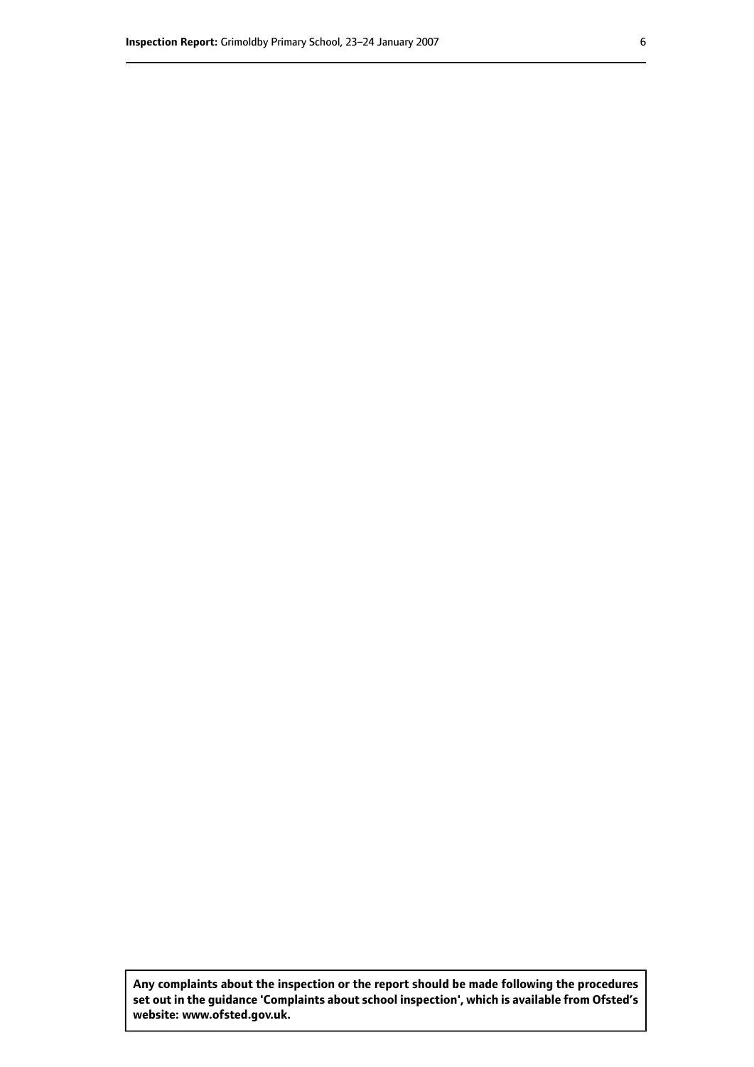**Any complaints about the inspection or the report should be made following the procedures set out in the guidance 'Complaints about school inspection', which is available from Ofsted's website: www.ofsted.gov.uk.**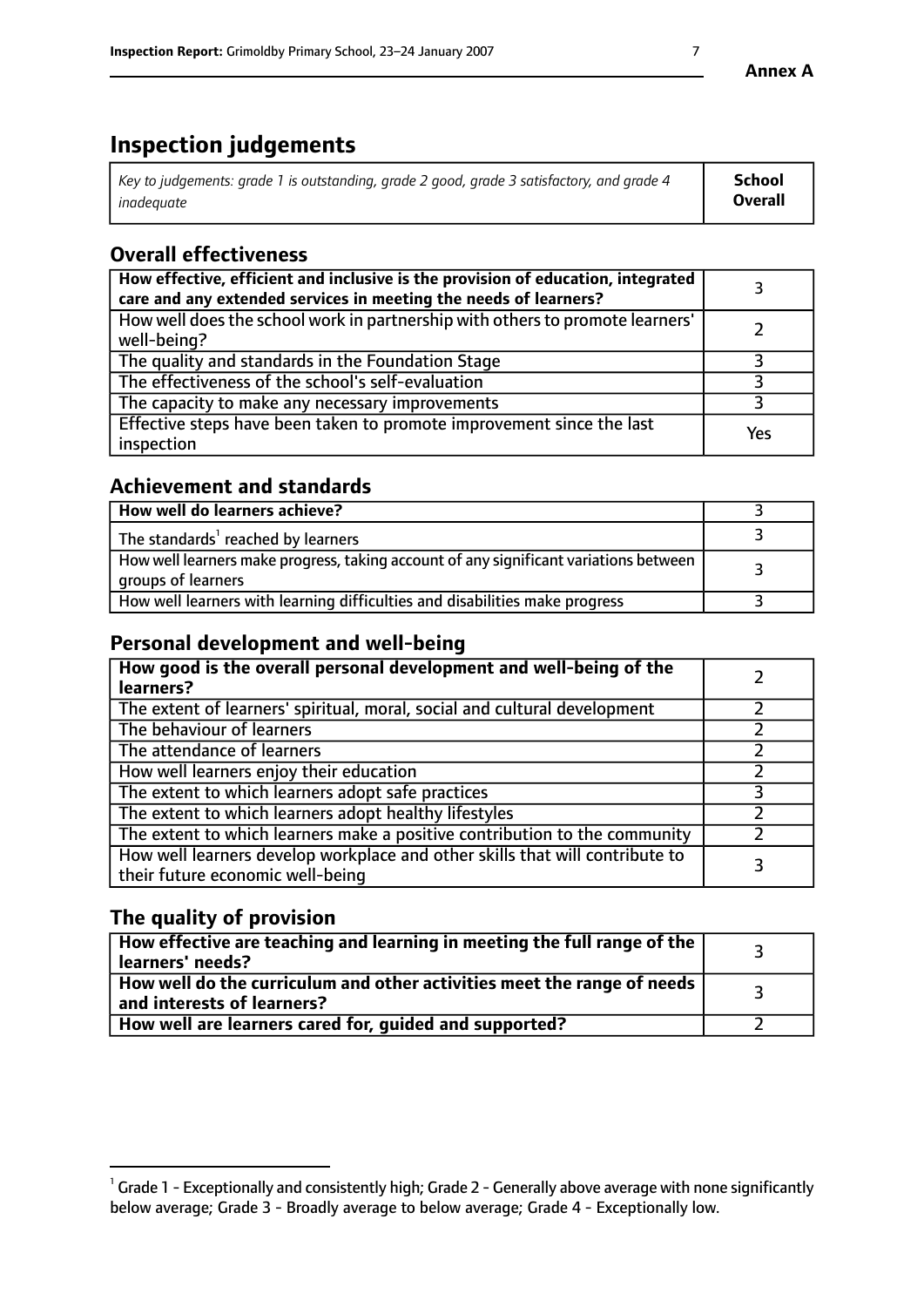**Annex A**

# Inspection judgements

| *Key to judgements: grade 1 is outstanding, grade 2 good, grade 3 satisfactory, and grade 4 inadequate* | **School Overall** |
|---|---|

## Overall effectiveness

| | |
|---|---|
| **How effective, efficient and inclusive is the provision of education, integrated care and any extended services in meeting the needs of learners?** | 3 |
| How well does the school work in partnership with others to promote learners' well-being? | 2 |
| The quality and standards in the Foundation Stage | 3 |
| The effectiveness of the school's self-evaluation | 3 |
| The capacity to make any necessary improvements | 3 |
| Effective steps have been taken to promote improvement since the last inspection | Yes |

## Achievement and standards

| | |
|---|---|
| **How well do learners achieve?** | 3 |
| The standards[1] reached by learners | 3 |
| How well learners make progress, taking account of any significant variations between groups of learners | 3 |
| How well learners with learning difficulties and disabilities make progress | 3 |

## Personal development and well-being

| | |
|---|---|
| **How good is the overall personal development and well-being of the learners?** | 2 |
| The extent of learners' spiritual, moral, social and cultural development | 2 |
| The behaviour of learners | 2 |
| The attendance of learners | 2 |
| How well learners enjoy their education | 2 |
| The extent to which learners adopt safe practices | 3 |
| The extent to which learners adopt healthy lifestyles | 2 |
| The extent to which learners make a positive contribution to the community | 2 |
| How well learners develop workplace and other skills that will contribute to their future economic well-being | 3 |

## The quality of provision

| | |
|---|---|
| **How effective are teaching and learning in meeting the full range of the learners' needs?** | 3 |
| **How well do the curriculum and other activities meet the range of needs and interests of learners?** | 3 |
| **How well are learners cared for, guided and supported?** | 2 |

[1] Grade 1 - Exceptionally and consistently high; Grade 2 - Generally above average with none significantly below average; Grade 3 - Broadly average to below average; Grade 4 - Exceptionally low.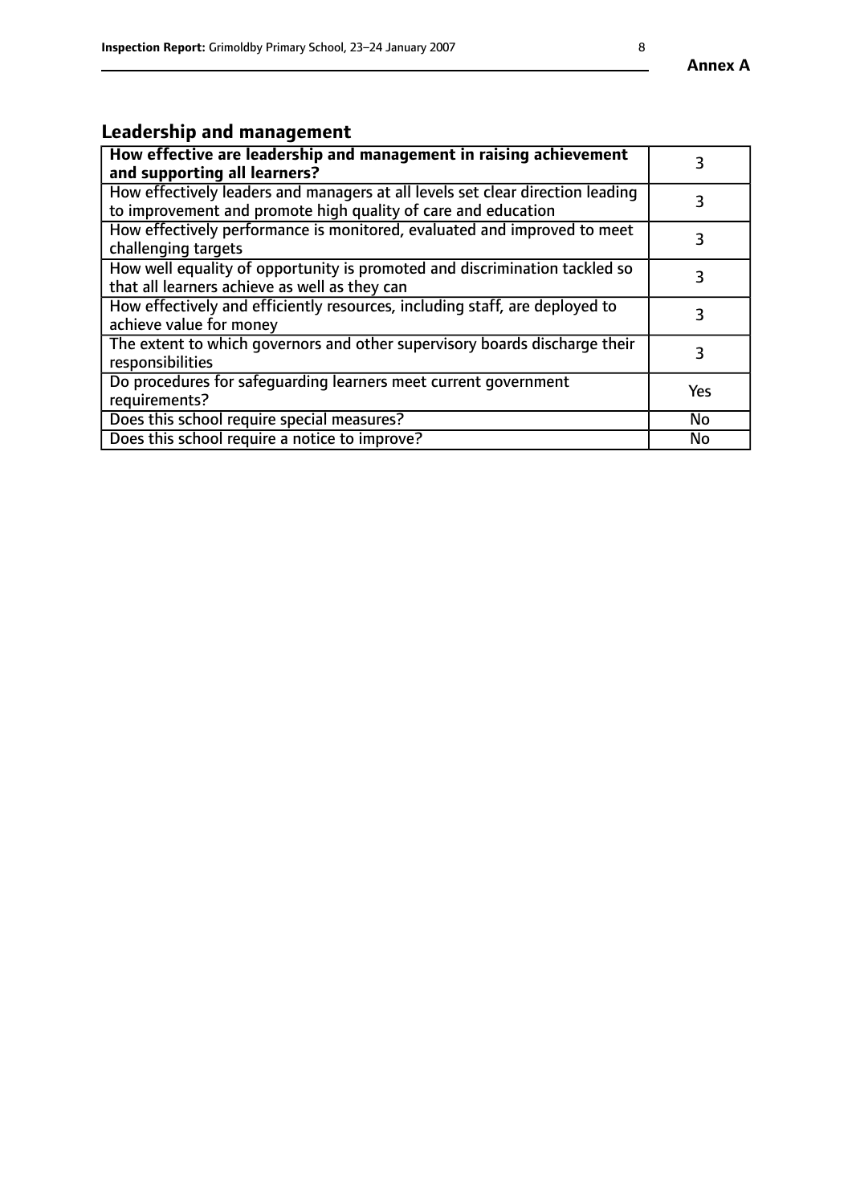## Leadership and management

| How effective are leadership and management in raising achievement and supporting all learners? | 3 |
|---|---|
| How effectively leaders and managers at all levels set clear direction leading to improvement and promote high quality of care and education | 3 |
| How effectively performance is monitored, evaluated and improved to meet challenging targets | 3 |
| How well equality of opportunity is promoted and discrimination tackled so that all learners achieve as well as they can | 3 |
| How effectively and efficiently resources, including staff, are deployed to achieve value for money | 3 |
| The extent to which governors and other supervisory boards discharge their responsibilities | 3 |
| Do procedures for safeguarding learners meet current government requirements? | Yes |
| Does this school require special measures? | No |
| Does this school require a notice to improve? | No |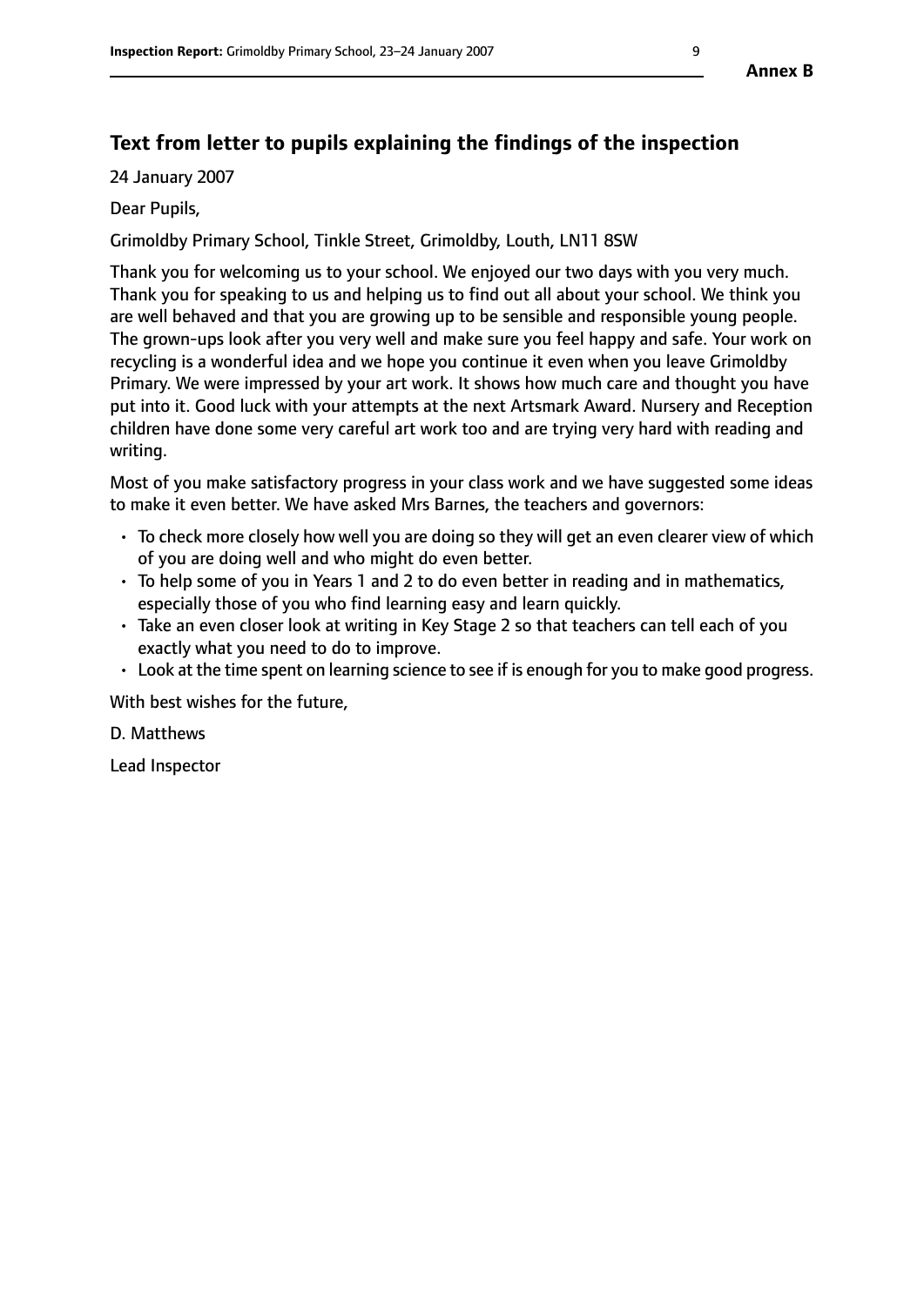## Text from letter to pupils explaining the findings of the inspection

24 January 2007

Dear Pupils,

Grimoldby Primary School, Tinkle Street, Grimoldby, Louth, LN11 8SW

Thank you for welcoming us to your school. We enjoyed our two days with you very much. Thank you for speaking to us and helping us to find out all about your school. We think you are well behaved and that you are growing up to be sensible and responsible young people. The grown-ups look after you very well and make sure you feel happy and safe. Your work on recycling is a wonderful idea and we hope you continue it even when you leave Grimoldby Primary. We were impressed by your art work. It shows how much care and thought you have put into it. Good luck with your attempts at the next Artsmark Award. Nursery and Reception children have done some very careful art work too and are trying very hard with reading and writing.

Most of you make satisfactory progress in your class work and we have suggested some ideas to make it even better. We have asked Mrs Barnes, the teachers and governors:

- To check more closely how well you are doing so they will get an even clearer view of which of you are doing well and who might do even better.
- To help some of you in Years 1 and 2 to do even better in reading and in mathematics, especially those of you who find learning easy and learn quickly.
- Take an even closer look at writing in Key Stage 2 so that teachers can tell each of you exactly what you need to do to improve.
- Look at the time spent on learning science to see if is enough for you to make good progress.

With best wishes for the future,

D. Matthews

Lead Inspector